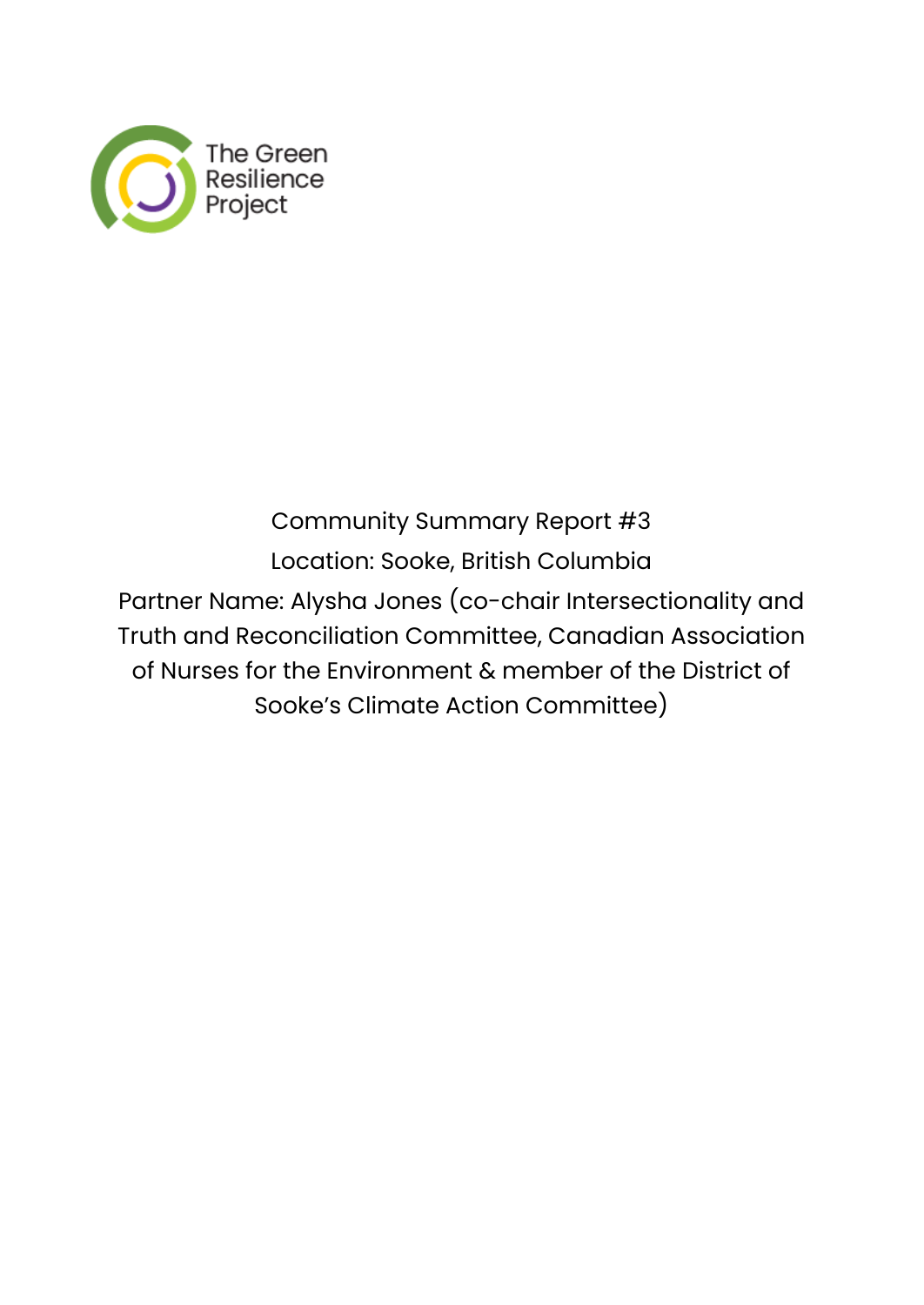The Green Resilience Project

Community Summary Report #3

Location: Sooke, British Columbia

Partner Name: Alysha Jones (co-chair Intersectionality and Truth and Reconciliation Committee, Canadian Association of Nurses for the Environment & member of the District of Sooke's Climate Action Committee)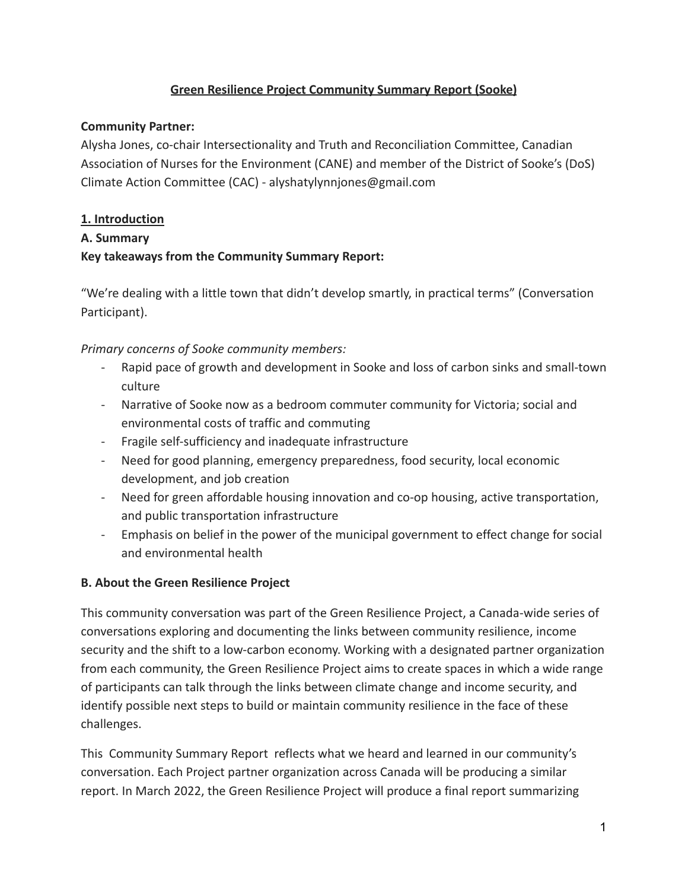# Green Resilience Project Community Summary Report (Sooke)

**Community Partner:**
Alysha Jones, co-chair Intersectionality and Truth and Reconciliation Committee, Canadian Association of Nurses for the Environment (CANE) and member of the District of Sooke's (DoS) Climate Action Committee (CAC) - alyshatylynnjones@gmail.com

## 1. Introduction

### A. Summary

**Key takeaways from the Community Summary Report:**

"We're dealing with a little town that didn't develop smartly, in practical terms" (Conversation Participant).

*Primary concerns of Sooke community members:*

- Rapid pace of growth and development in Sooke and loss of carbon sinks and small-town culture
- Narrative of Sooke now as a bedroom commuter community for Victoria; social and environmental costs of traffic and commuting
- Fragile self-sufficiency and inadequate infrastructure
- Need for good planning, emergency preparedness, food security, local economic development, and job creation
- Need for green affordable housing innovation and co-op housing, active transportation, and public transportation infrastructure
- Emphasis on belief in the power of the municipal government to effect change for social and environmental health

### B. About the Green Resilience Project

This community conversation was part of the Green Resilience Project, a Canada-wide series of conversations exploring and documenting the links between community resilience, income security and the shift to a low-carbon economy. Working with a designated partner organization from each community, the Green Resilience Project aims to create spaces in which a wide range of participants can talk through the links between climate change and income security, and identify possible next steps to build or maintain community resilience in the face of these challenges.

This Community Summary Report reflects what we heard and learned in our community's conversation. Each Project partner organization across Canada will be producing a similar report. In March 2022, the Green Resilience Project will produce a final report summarizing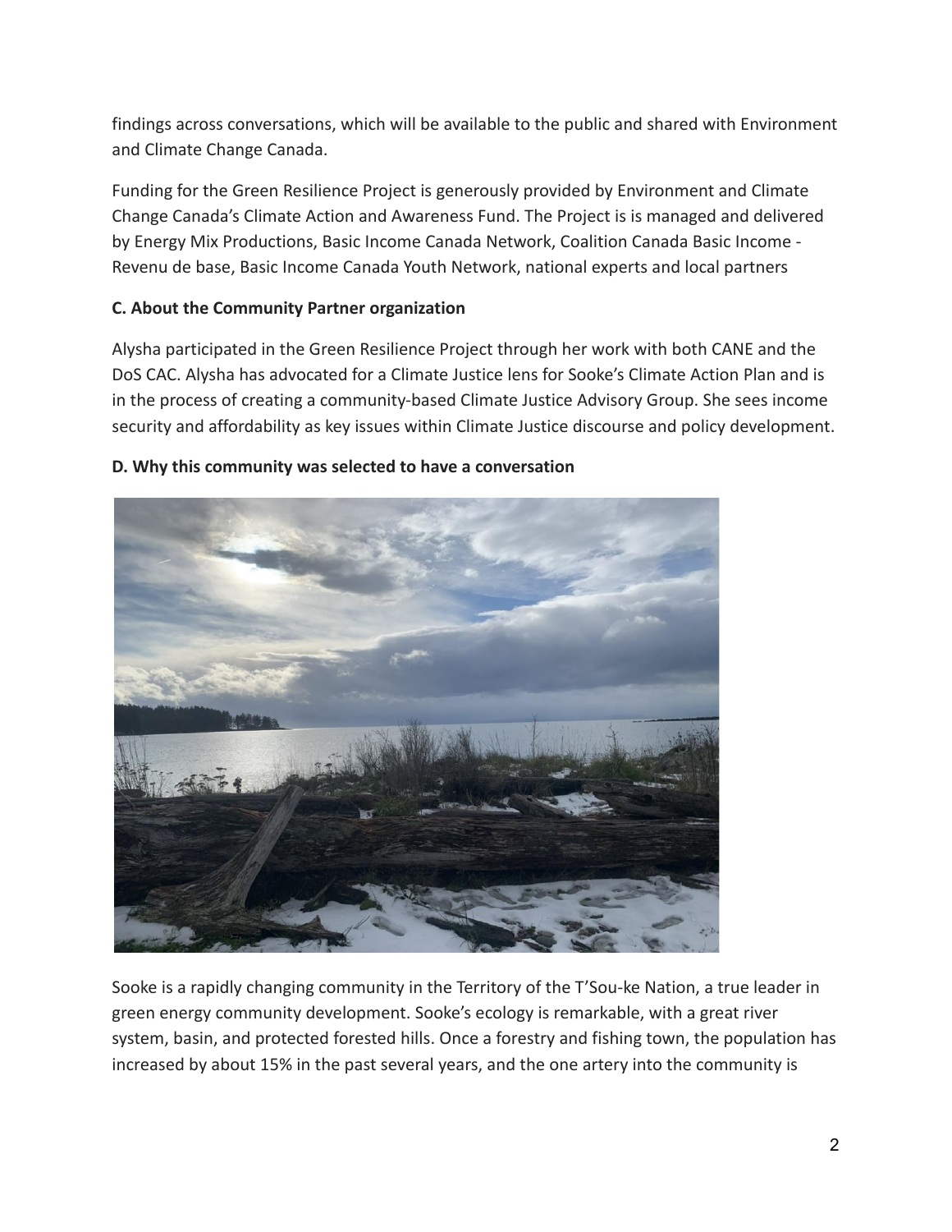findings across conversations, which will be available to the public and shared with Environment and Climate Change Canada.

Funding for the Green Resilience Project is generously provided by Environment and Climate Change Canada's Climate Action and Awareness Fund. The Project is is managed and delivered by Energy Mix Productions, Basic Income Canada Network, Coalition Canada Basic Income - Revenu de base, Basic Income Canada Youth Network, national experts and local partners

**C. About the Community Partner organization**

Alysha participated in the Green Resilience Project through her work with both CANE and the DoS CAC. Alysha has advocated for a Climate Justice lens for Sooke's Climate Action Plan and is in the process of creating a community-based Climate Justice Advisory Group. She sees income security and affordability as key issues within Climate Justice discourse and policy development.

**D. Why this community was selected to have a conversation**

Sooke is a rapidly changing community in the Territory of the T'Sou-ke Nation, a true leader in green energy community development. Sooke's ecology is remarkable, with a great river system, basin, and protected forested hills. Once a forestry and fishing town, the population has increased by about 15% in the past several years, and the one artery into the community is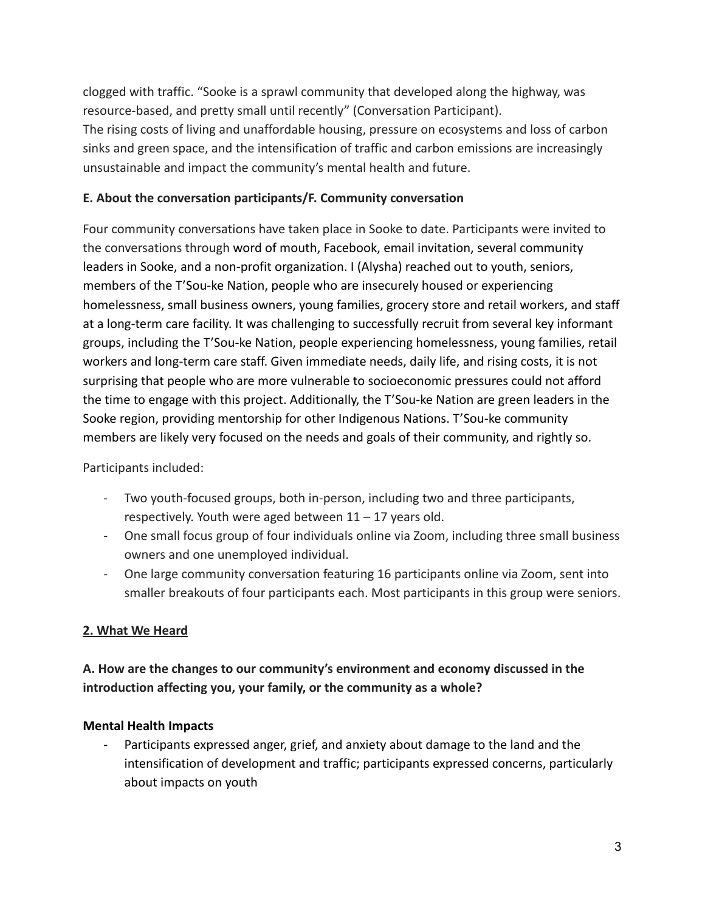clogged with traffic. “Sooke is a sprawl community that developed along the highway, was resource-based, and pretty small until recently” (Conversation Participant).
The rising costs of living and unaffordable housing, pressure on ecosystems and loss of carbon sinks and green space, and the intensification of traffic and carbon emissions are increasingly unsustainable and impact the community’s mental health and future.

**E. About the conversation participants/F. Community conversation**

Four community conversations have taken place in Sooke to date. Participants were invited to the conversations through word of mouth, Facebook, email invitation, several community leaders in Sooke, and a non-profit organization. I (Alysha) reached out to youth, seniors, members of the T’Sou-ke Nation, people who are insecurely housed or experiencing homelessness, small business owners, young families, grocery store and retail workers, and staff at a long-term care facility. It was challenging to successfully recruit from several key informant groups, including the T’Sou-ke Nation, people experiencing homelessness, young families, retail workers and long-term care staff. Given immediate needs, daily life, and rising costs, it is not surprising that people who are more vulnerable to socioeconomic pressures could not afford the time to engage with this project. Additionally, the T’Sou-ke Nation are green leaders in the Sooke region, providing mentorship for other Indigenous Nations. T’Sou-ke community members are likely very focused on the needs and goals of their community, and rightly so.

Participants included:

- Two youth-focused groups, both in-person, including two and three participants, respectively. Youth were aged between 11 – 17 years old.
- One small focus group of four individuals online via Zoom, including three small business owners and one unemployed individual.
- One large community conversation featuring 16 participants online via Zoom, sent into smaller breakouts of four participants each. Most participants in this group were seniors.

## 2. What We Heard

### A. How are the changes to our community’s environment and economy discussed in the introduction affecting you, your family, or the community as a whole?

**Mental Health Impacts**

- Participants expressed anger, grief, and anxiety about damage to the land and the intensification of development and traffic; participants expressed concerns, particularly about impacts on youth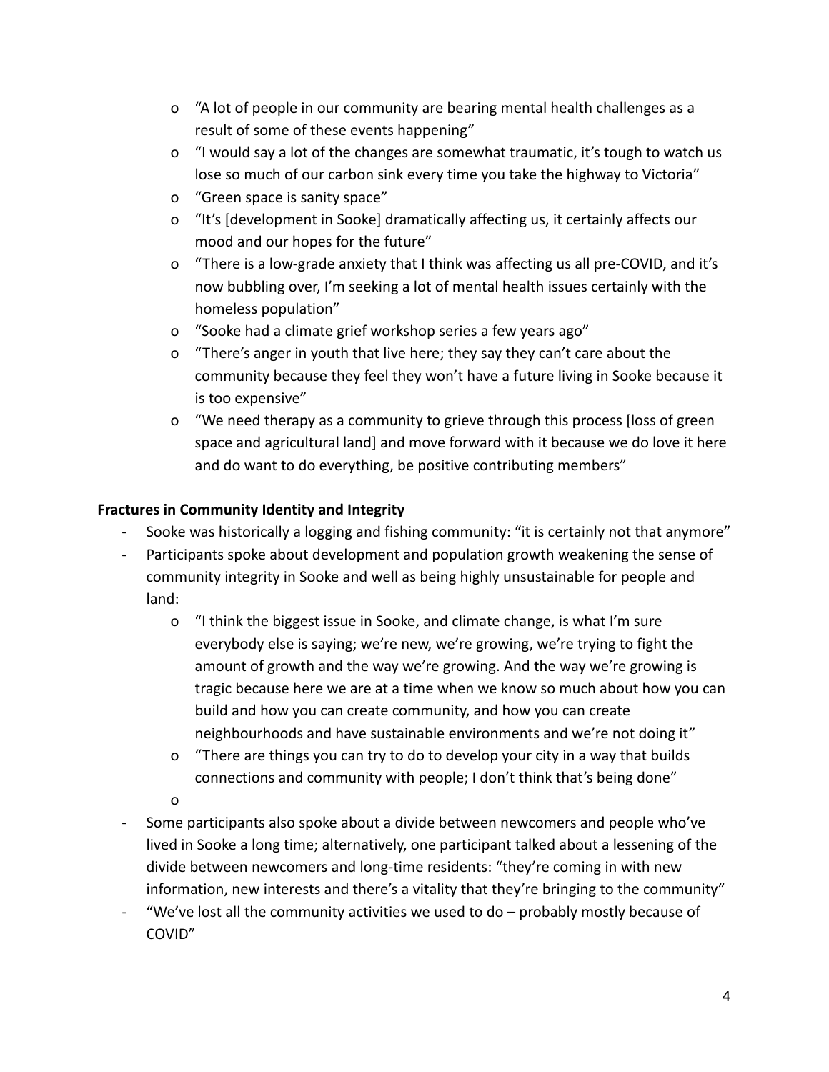- "A lot of people in our community are bearing mental health challenges as a result of some of these events happening"
  - "I would say a lot of the changes are somewhat traumatic, it's tough to watch us lose so much of our carbon sink every time you take the highway to Victoria"
  - "Green space is sanity space"
  - "It's [development in Sooke] dramatically affecting us, it certainly affects our mood and our hopes for the future"
  - "There is a low-grade anxiety that I think was affecting us all pre-COVID, and it's now bubbling over, I'm seeking a lot of mental health issues certainly with the homeless population"
  - "Sooke had a climate grief workshop series a few years ago"
  - "There's anger in youth that live here; they say they can't care about the community because they feel they won't have a future living in Sooke because it is too expensive"
  - "We need therapy as a community to grieve through this process [loss of green space and agricultural land] and move forward with it because we do love it here and do want to do everything, be positive contributing members"

**Fractures in Community Identity and Integrity**

- Sooke was historically a logging and fishing community: "it is certainly not that anymore"
- Participants spoke about development and population growth weakening the sense of community integrity in Sooke and well as being highly unsustainable for people and land:
  - "I think the biggest issue in Sooke, and climate change, is what I'm sure everybody else is saying; we're new, we're growing, we're trying to fight the amount of growth and the way we're growing. And the way we're growing is tragic because here we are at a time when we know so much about how you can build and how you can create community, and how you can create neighbourhoods and have sustainable environments and we're not doing it"
  - "There are things you can try to do to develop your city in a way that builds connections and community with people; I don't think that's being done"
  -
- Some participants also spoke about a divide between newcomers and people who've lived in Sooke a long time; alternatively, one participant talked about a lessening of the divide between newcomers and long-time residents: "they're coming in with new information, new interests and there's a vitality that they're bringing to the community"
- "We've lost all the community activities we used to do – probably mostly because of COVID"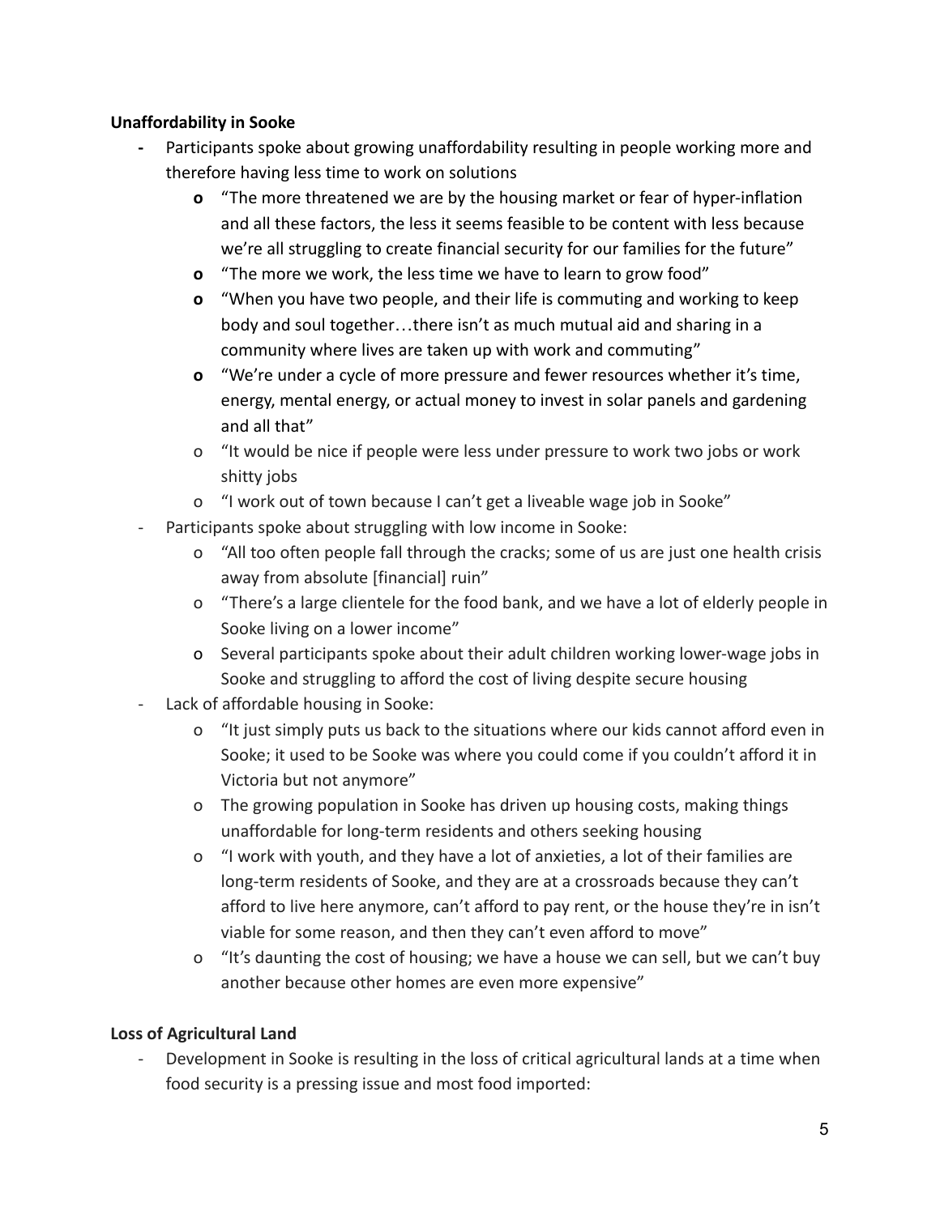**Unaffordability in Sooke**

- Participants spoke about growing unaffordability resulting in people working more and therefore having less time to work on solutions
  - "The more threatened we are by the housing market or fear of hyper-inflation and all these factors, the less it seems feasible to be content with less because we're all struggling to create financial security for our families for the future"
  - "The more we work, the less time we have to learn to grow food"
  - "When you have two people, and their life is commuting and working to keep body and soul together…there isn't as much mutual aid and sharing in a community where lives are taken up with work and commuting"
  - "We're under a cycle of more pressure and fewer resources whether it's time, energy, mental energy, or actual money to invest in solar panels and gardening and all that"
  - "It would be nice if people were less under pressure to work two jobs or work shitty jobs
  - "I work out of town because I can't get a liveable wage job in Sooke"
- Participants spoke about struggling with low income in Sooke:
  - "All too often people fall through the cracks; some of us are just one health crisis away from absolute [financial] ruin"
  - "There's a large clientele for the food bank, and we have a lot of elderly people in Sooke living on a lower income"
  - Several participants spoke about their adult children working lower-wage jobs in Sooke and struggling to afford the cost of living despite secure housing
- Lack of affordable housing in Sooke:
  - "It just simply puts us back to the situations where our kids cannot afford even in Sooke; it used to be Sooke was where you could come if you couldn't afford it in Victoria but not anymore"
  - The growing population in Sooke has driven up housing costs, making things unaffordable for long-term residents and others seeking housing
  - "I work with youth, and they have a lot of anxieties, a lot of their families are long-term residents of Sooke, and they are at a crossroads because they can't afford to live here anymore, can't afford to pay rent, or the house they're in isn't viable for some reason, and then they can't even afford to move"
  - "It's daunting the cost of housing; we have a house we can sell, but we can't buy another because other homes are even more expensive"

**Loss of Agricultural Land**

- Development in Sooke is resulting in the loss of critical agricultural lands at a time when food security is a pressing issue and most food imported: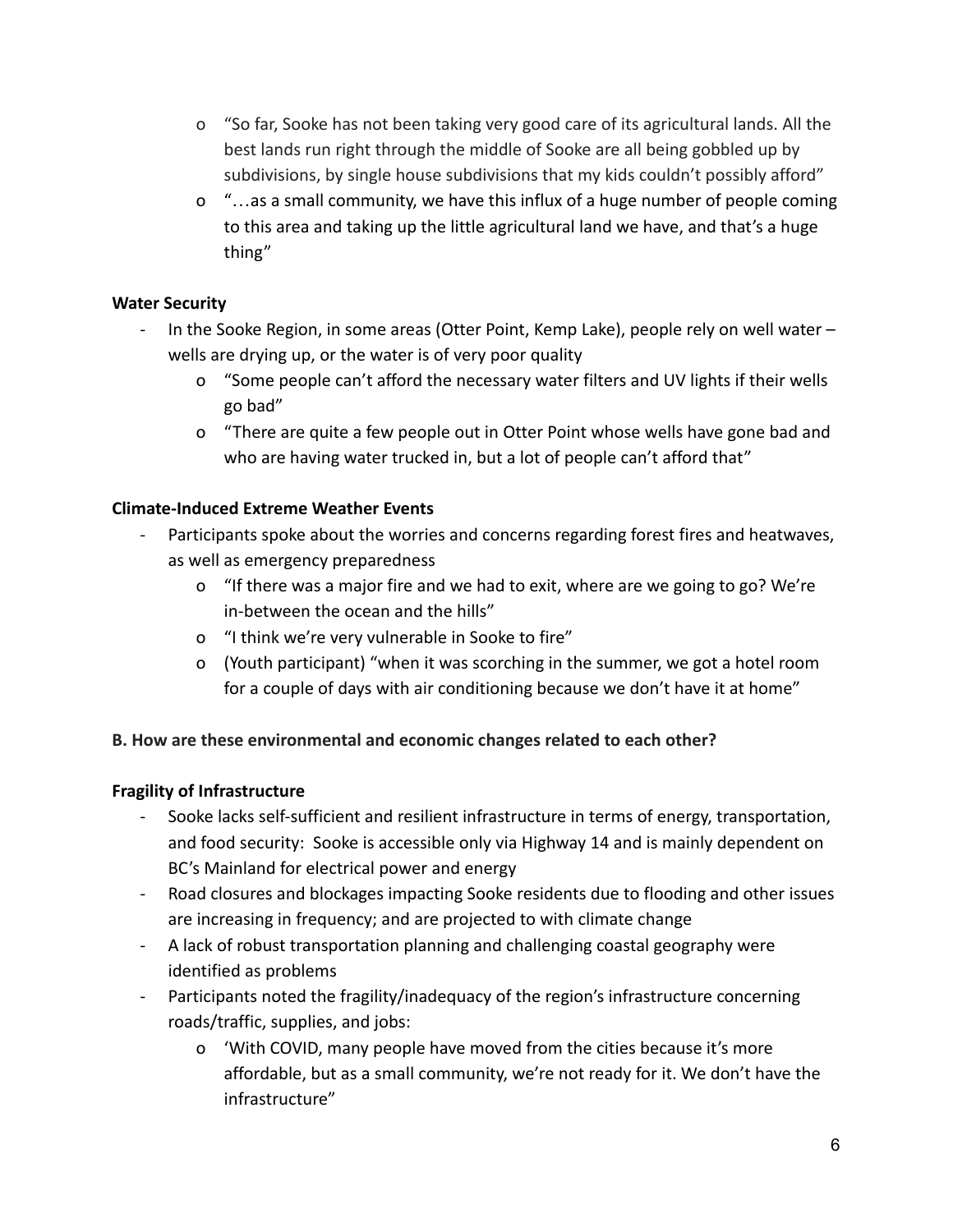- "So far, Sooke has not been taking very good care of its agricultural lands. All the best lands run right through the middle of Sooke are all being gobbled up by subdivisions, by single house subdivisions that my kids couldn't possibly afford"
    - "…as a small community, we have this influx of a huge number of people coming to this area and taking up the little agricultural land we have, and that's a huge thing"

**Water Security**

- In the Sooke Region, in some areas (Otter Point, Kemp Lake), people rely on well water – wells are drying up, or the water is of very poor quality
    - "Some people can't afford the necessary water filters and UV lights if their wells go bad"
    - "There are quite a few people out in Otter Point whose wells have gone bad and who are having water trucked in, but a lot of people can't afford that"

**Climate-Induced Extreme Weather Events**

- Participants spoke about the worries and concerns regarding forest fires and heatwaves, as well as emergency preparedness
    - "If there was a major fire and we had to exit, where are we going to go? We're in-between the ocean and the hills"
    - "I think we're very vulnerable in Sooke to fire"
    - (Youth participant) "when it was scorching in the summer, we got a hotel room for a couple of days with air conditioning because we don't have it at home"

**B. How are these environmental and economic changes related to each other?**

**Fragility of Infrastructure**

- Sooke lacks self-sufficient and resilient infrastructure in terms of energy, transportation, and food security: Sooke is accessible only via Highway 14 and is mainly dependent on BC's Mainland for electrical power and energy
- Road closures and blockages impacting Sooke residents due to flooding and other issues are increasing in frequency; and are projected to with climate change
- A lack of robust transportation planning and challenging coastal geography were identified as problems
- Participants noted the fragility/inadequacy of the region's infrastructure concerning roads/traffic, supplies, and jobs:
    - 'With COVID, many people have moved from the cities because it's more affordable, but as a small community, we're not ready for it. We don't have the infrastructure"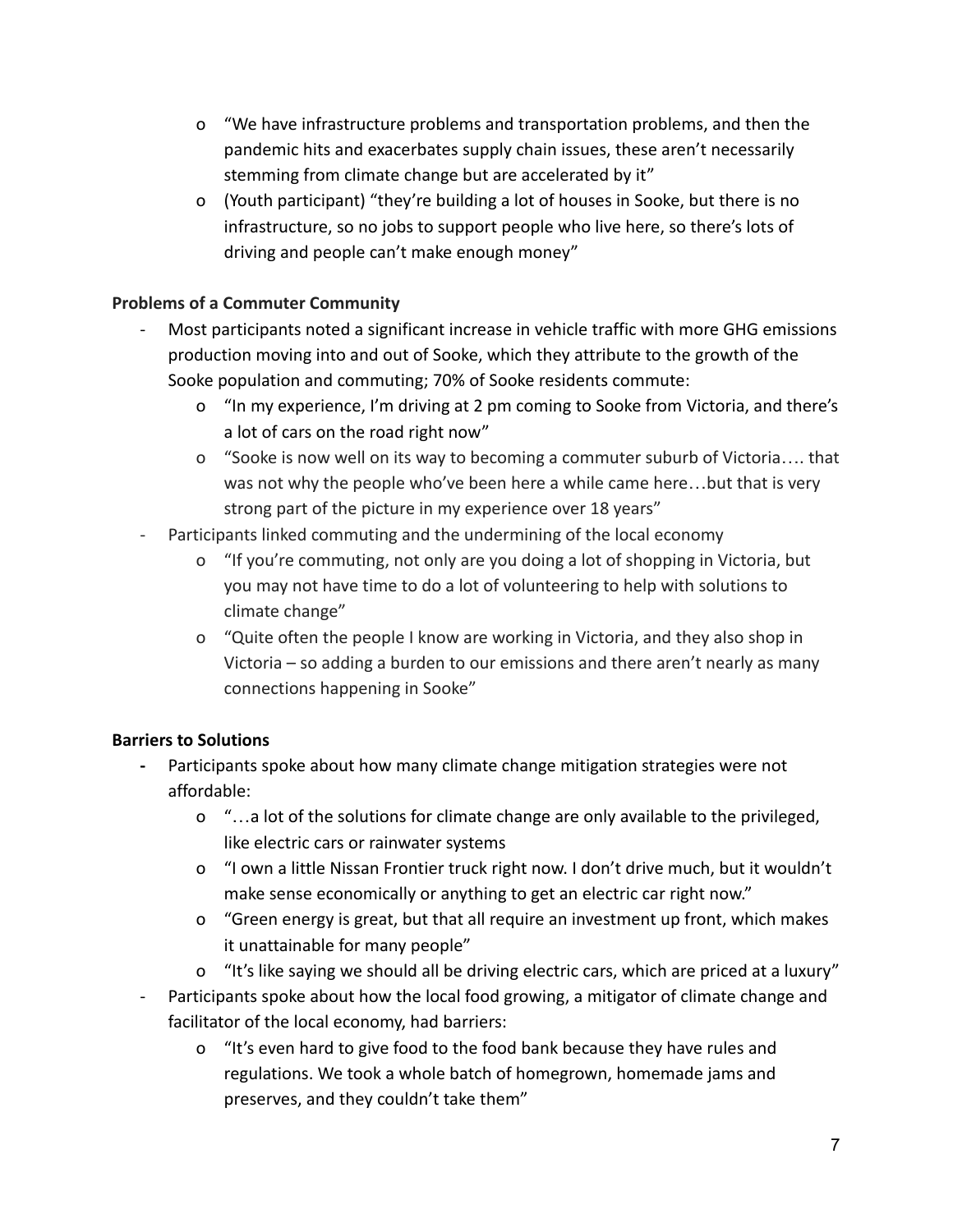- "We have infrastructure problems and transportation problems, and then the pandemic hits and exacerbates supply chain issues, these aren't necessarily stemming from climate change but are accelerated by it"
- (Youth participant) "they're building a lot of houses in Sooke, but there is no infrastructure, so no jobs to support people who live here, so there's lots of driving and people can't make enough money"

**Problems of a Commuter Community**

- Most participants noted a significant increase in vehicle traffic with more GHG emissions production moving into and out of Sooke, which they attribute to the growth of the Sooke population and commuting; 70% of Sooke residents commute:
  - "In my experience, I'm driving at 2 pm coming to Sooke from Victoria, and there's a lot of cars on the road right now"
  - "Sooke is now well on its way to becoming a commuter suburb of Victoria…. that was not why the people who've been here a while came here…but that is very strong part of the picture in my experience over 18 years"
- Participants linked commuting and the undermining of the local economy
  - "If you're commuting, not only are you doing a lot of shopping in Victoria, but you may not have time to do a lot of volunteering to help with solutions to climate change"
  - "Quite often the people I know are working in Victoria, and they also shop in Victoria – so adding a burden to our emissions and there aren't nearly as many connections happening in Sooke"

**Barriers to Solutions**

- Participants spoke about how many climate change mitigation strategies were not affordable:
  - "…a lot of the solutions for climate change are only available to the privileged, like electric cars or rainwater systems
  - "I own a little Nissan Frontier truck right now. I don't drive much, but it wouldn't make sense economically or anything to get an electric car right now."
  - "Green energy is great, but that all require an investment up front, which makes it unattainable for many people"
  - "It's like saying we should all be driving electric cars, which are priced at a luxury"
- Participants spoke about how the local food growing, a mitigator of climate change and facilitator of the local economy, had barriers:
  - "It's even hard to give food to the food bank because they have rules and regulations. We took a whole batch of homegrown, homemade jams and preserves, and they couldn't take them"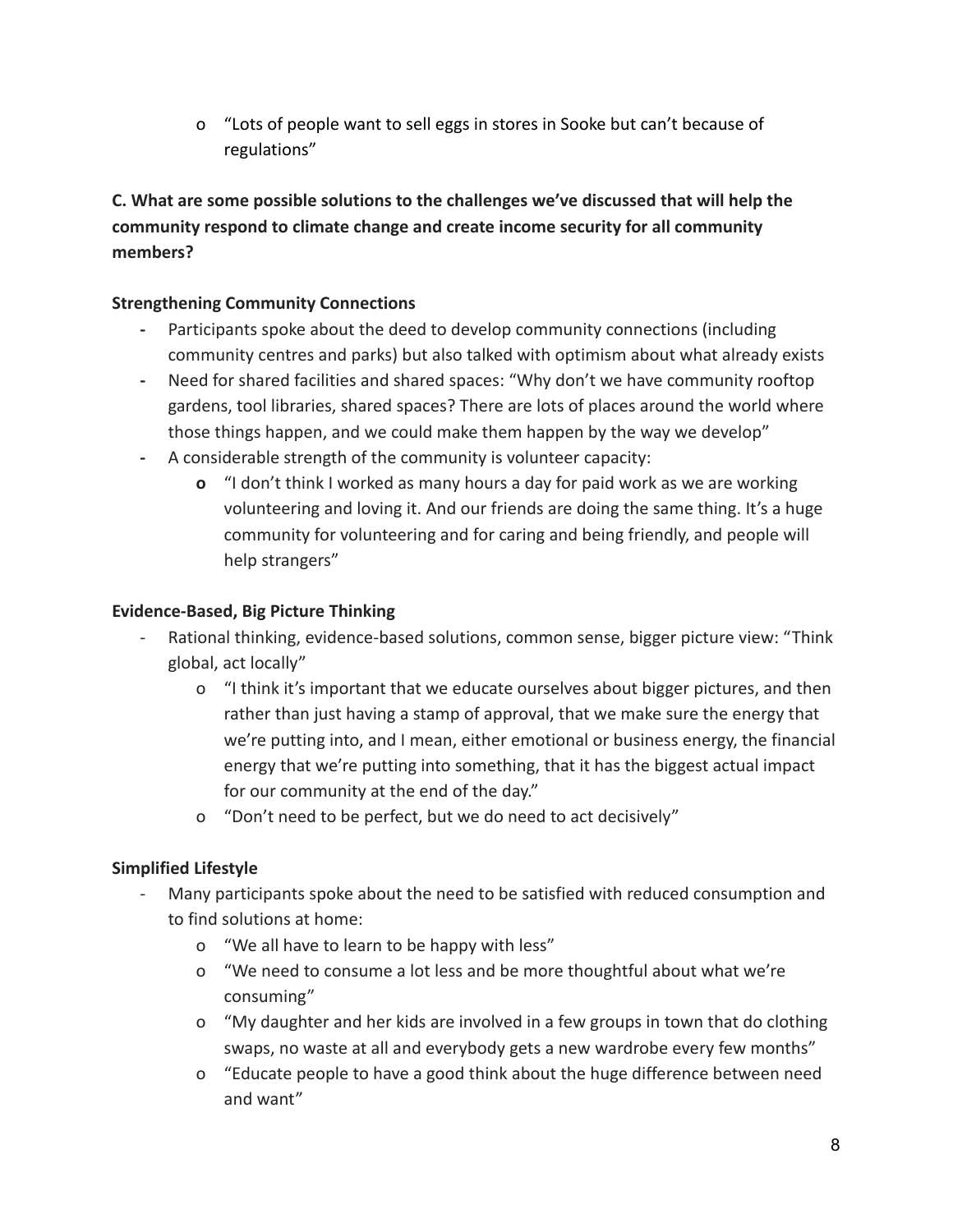- "Lots of people want to sell eggs in stores in Sooke but can't because of regulations"

**C. What are some possible solutions to the challenges we've discussed that will help the community respond to climate change and create income security for all community members?**

**Strengthening Community Connections**

- Participants spoke about the deed to develop community connections (including community centres and parks) but also talked with optimism about what already exists
- Need for shared facilities and shared spaces: "Why don't we have community rooftop gardens, tool libraries, shared spaces? There are lots of places around the world where those things happen, and we could make them happen by the way we develop"
- A considerable strength of the community is volunteer capacity:
    - "I don't think I worked as many hours a day for paid work as we are working volunteering and loving it. And our friends are doing the same thing. It's a huge community for volunteering and for caring and being friendly, and people will help strangers"

**Evidence-Based, Big Picture Thinking**

- Rational thinking, evidence-based solutions, common sense, bigger picture view: "Think global, act locally"
    - "I think it's important that we educate ourselves about bigger pictures, and then rather than just having a stamp of approval, that we make sure the energy that we're putting into, and I mean, either emotional or business energy, the financial energy that we're putting into something, that it has the biggest actual impact for our community at the end of the day."
    - "Don't need to be perfect, but we do need to act decisively"

**Simplified Lifestyle**

- Many participants spoke about the need to be satisfied with reduced consumption and to find solutions at home:
    - "We all have to learn to be happy with less"
    - "We need to consume a lot less and be more thoughtful about what we're consuming"
    - "My daughter and her kids are involved in a few groups in town that do clothing swaps, no waste at all and everybody gets a new wardrobe every few months"
    - "Educate people to have a good think about the huge difference between need and want"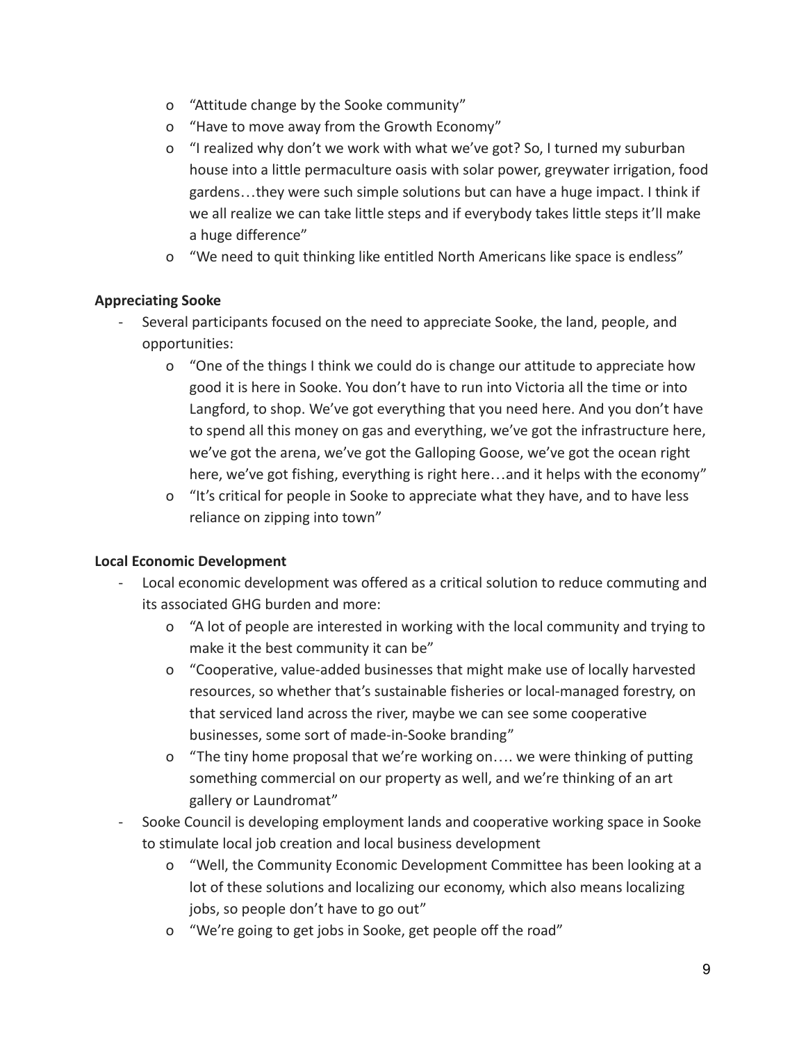- "Attitude change by the Sooke community"
   - "Have to move away from the Growth Economy"
   - "I realized why don't we work with what we've got? So, I turned my suburban house into a little permaculture oasis with solar power, greywater irrigation, food gardens…they were such simple solutions but can have a huge impact. I think if we all realize we can take little steps and if everybody takes little steps it'll make a huge difference"
   - "We need to quit thinking like entitled North Americans like space is endless"

**Appreciating Sooke**

- Several participants focused on the need to appreciate Sooke, the land, people, and opportunities:
   - "One of the things I think we could do is change our attitude to appreciate how good it is here in Sooke. You don't have to run into Victoria all the time or into Langford, to shop. We've got everything that you need here. And you don't have to spend all this money on gas and everything, we've got the infrastructure here, we've got the arena, we've got the Galloping Goose, we've got the ocean right here, we've got fishing, everything is right here…and it helps with the economy"
   - "It's critical for people in Sooke to appreciate what they have, and to have less reliance on zipping into town"

**Local Economic Development**

- Local economic development was offered as a critical solution to reduce commuting and its associated GHG burden and more:
   - "A lot of people are interested in working with the local community and trying to make it the best community it can be"
   - "Cooperative, value-added businesses that might make use of locally harvested resources, so whether that's sustainable fisheries or local-managed forestry, on that serviced land across the river, maybe we can see some cooperative businesses, some sort of made-in-Sooke branding"
   - "The tiny home proposal that we're working on…. we were thinking of putting something commercial on our property as well, and we're thinking of an art gallery or Laundromat"
- Sooke Council is developing employment lands and cooperative working space in Sooke to stimulate local job creation and local business development
   - "Well, the Community Economic Development Committee has been looking at a lot of these solutions and localizing our economy, which also means localizing jobs, so people don't have to go out"
   - "We're going to get jobs in Sooke, get people off the road"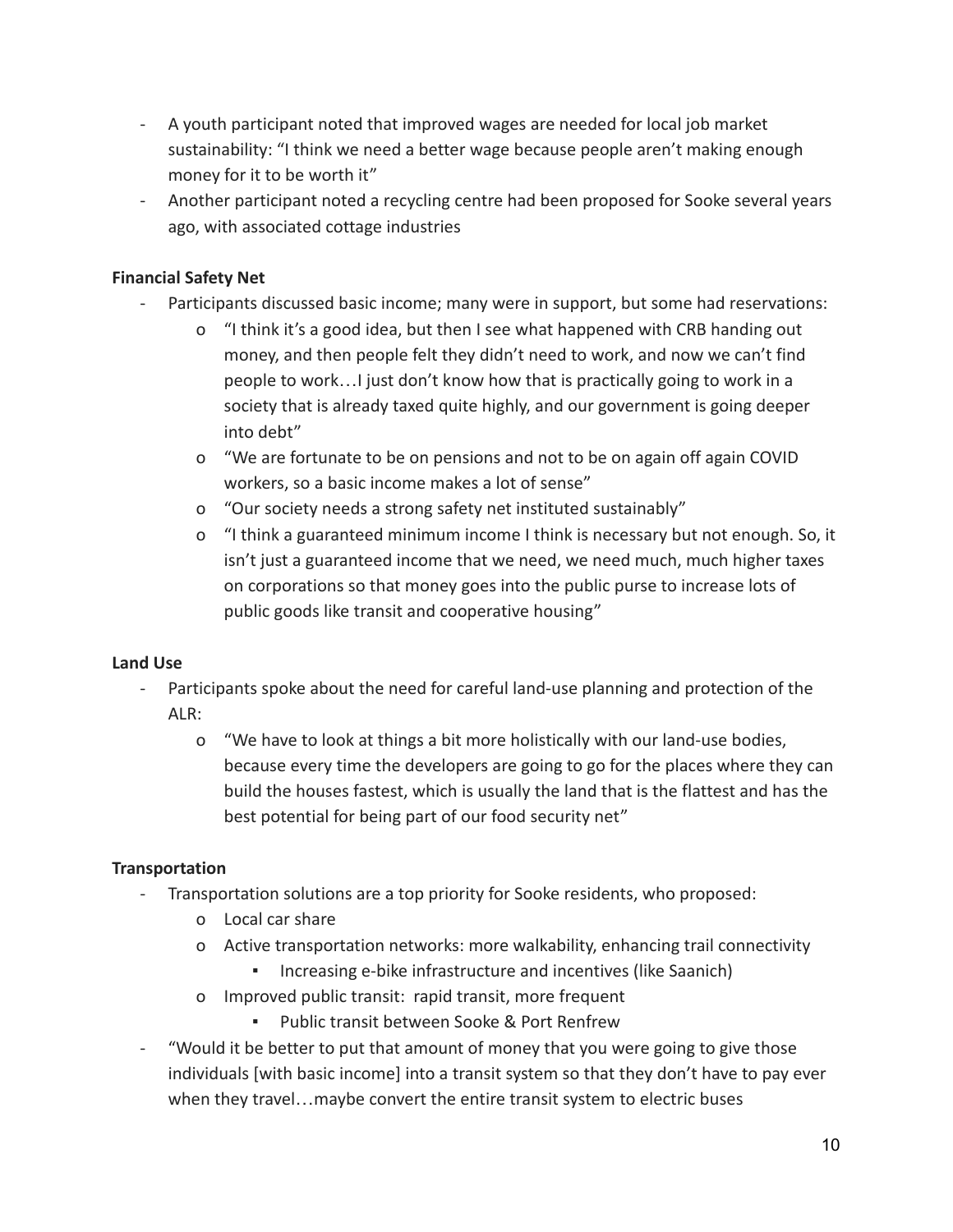- A youth participant noted that improved wages are needed for local job market sustainability: "I think we need a better wage because people aren't making enough money for it to be worth it"
- Another participant noted a recycling centre had been proposed for Sooke several years ago, with associated cottage industries

**Financial Safety Net**

- Participants discussed basic income; many were in support, but some had reservations:
  - "I think it's a good idea, but then I see what happened with CRB handing out money, and then people felt they didn't need to work, and now we can't find people to work…I just don't know how that is practically going to work in a society that is already taxed quite highly, and our government is going deeper into debt"
  - "We are fortunate to be on pensions and not to be on again off again COVID workers, so a basic income makes a lot of sense"
  - "Our society needs a strong safety net instituted sustainably"
  - "I think a guaranteed minimum income I think is necessary but not enough. So, it isn't just a guaranteed income that we need, we need much, much higher taxes on corporations so that money goes into the public purse to increase lots of public goods like transit and cooperative housing"

**Land Use**

- Participants spoke about the need for careful land-use planning and protection of the ALR:
  - "We have to look at things a bit more holistically with our land-use bodies, because every time the developers are going to go for the places where they can build the houses fastest, which is usually the land that is the flattest and has the best potential for being part of our food security net"

**Transportation**

- Transportation solutions are a top priority for Sooke residents, who proposed:
  - Local car share
  - Active transportation networks: more walkability, enhancing trail connectivity
    - Increasing e-bike infrastructure and incentives (like Saanich)
  - Improved public transit: rapid transit, more frequent
    - Public transit between Sooke & Port Renfrew
- "Would it be better to put that amount of money that you were going to give those individuals [with basic income] into a transit system so that they don't have to pay ever when they travel…maybe convert the entire transit system to electric buses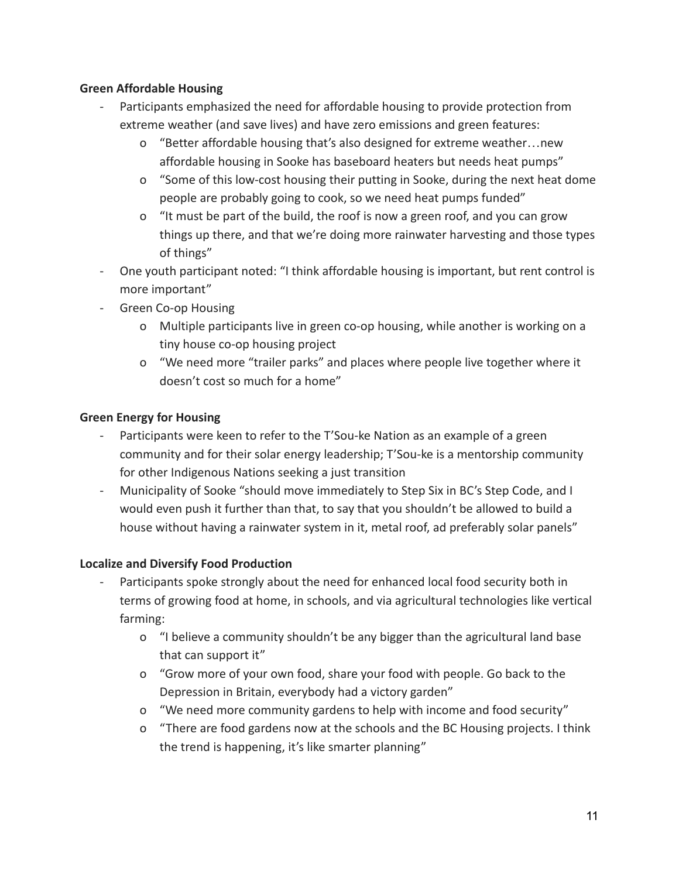**Green Affordable Housing**

- Participants emphasized the need for affordable housing to provide protection from extreme weather (and save lives) and have zero emissions and green features:
    - "Better affordable housing that's also designed for extreme weather…new affordable housing in Sooke has baseboard heaters but needs heat pumps"
    - "Some of this low-cost housing their putting in Sooke, during the next heat dome people are probably going to cook, so we need heat pumps funded"
    - "It must be part of the build, the roof is now a green roof, and you can grow things up there, and that we're doing more rainwater harvesting and those types of things"
- One youth participant noted: "I think affordable housing is important, but rent control is more important"
- Green Co-op Housing
    - Multiple participants live in green co-op housing, while another is working on a tiny house co-op housing project
    - "We need more "trailer parks" and places where people live together where it doesn't cost so much for a home"

**Green Energy for Housing**

- Participants were keen to refer to the T'Sou-ke Nation as an example of a green community and for their solar energy leadership; T'Sou-ke is a mentorship community for other Indigenous Nations seeking a just transition
- Municipality of Sooke "should move immediately to Step Six in BC's Step Code, and I would even push it further than that, to say that you shouldn't be allowed to build a house without having a rainwater system in it, metal roof, ad preferably solar panels"

**Localize and Diversify Food Production**

- Participants spoke strongly about the need for enhanced local food security both in terms of growing food at home, in schools, and via agricultural technologies like vertical farming:
    - "I believe a community shouldn't be any bigger than the agricultural land base that can support it"
    - "Grow more of your own food, share your food with people. Go back to the Depression in Britain, everybody had a victory garden"
    - "We need more community gardens to help with income and food security"
    - "There are food gardens now at the schools and the BC Housing projects. I think the trend is happening, it's like smarter planning"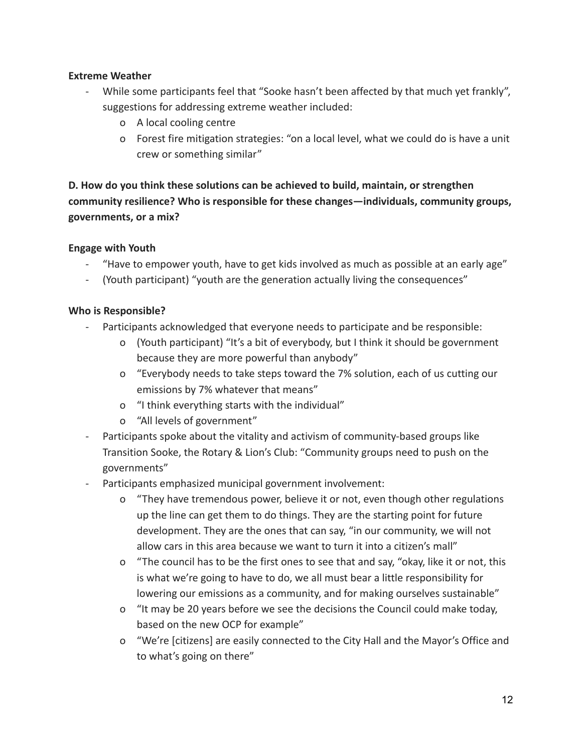**Extreme Weather**

- While some participants feel that "Sooke hasn't been affected by that much yet frankly", suggestions for addressing extreme weather included:
    - A local cooling centre
    - Forest fire mitigation strategies: "on a local level, what we could do is have a unit crew or something similar"

**D. How do you think these solutions can be achieved to build, maintain, or strengthen community resilience? Who is responsible for these changes—individuals, community groups, governments, or a mix?**

**Engage with Youth**

- "Have to empower youth, have to get kids involved as much as possible at an early age"
- (Youth participant) "youth are the generation actually living the consequences"

**Who is Responsible?**

- Participants acknowledged that everyone needs to participate and be responsible:
    - (Youth participant) "It's a bit of everybody, but I think it should be government because they are more powerful than anybody"
    - "Everybody needs to take steps toward the 7% solution, each of us cutting our emissions by 7% whatever that means"
    - "I think everything starts with the individual"
    - "All levels of government"
- Participants spoke about the vitality and activism of community-based groups like Transition Sooke, the Rotary & Lion's Club: "Community groups need to push on the governments"
- Participants emphasized municipal government involvement:
    - "They have tremendous power, believe it or not, even though other regulations up the line can get them to do things. They are the starting point for future development. They are the ones that can say, "in our community, we will not allow cars in this area because we want to turn it into a citizen's mall"
    - "The council has to be the first ones to see that and say, "okay, like it or not, this is what we're going to have to do, we all must bear a little responsibility for lowering our emissions as a community, and for making ourselves sustainable"
    - "It may be 20 years before we see the decisions the Council could make today, based on the new OCP for example"
    - "We're [citizens] are easily connected to the City Hall and the Mayor's Office and to what's going on there"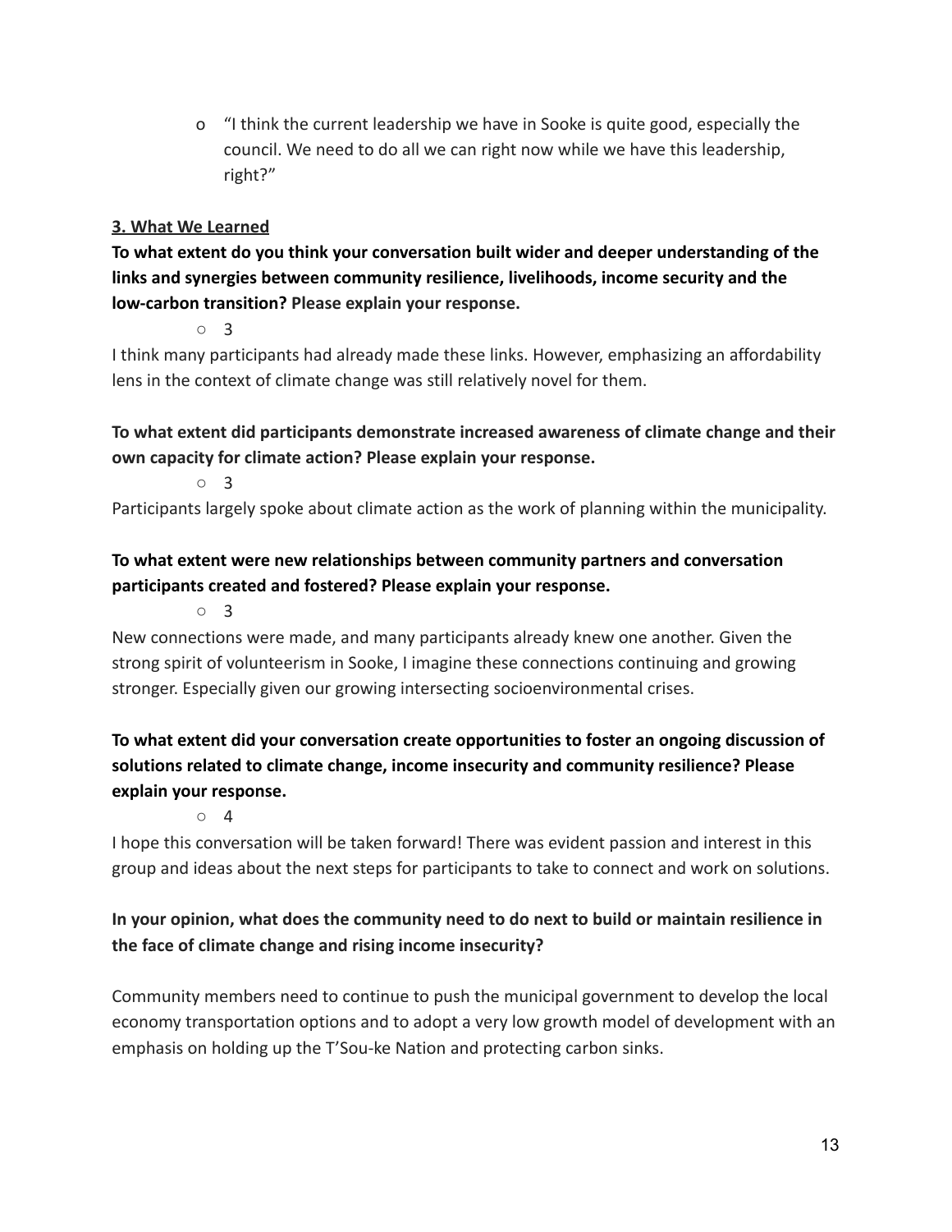- "I think the current leadership we have in Sooke is quite good, especially the council. We need to do all we can right now while we have this leadership, right?"

**3. What We Learned**

**To what extent do you think your conversation built wider and deeper understanding of the links and synergies between community resilience, livelihoods, income security and the low-carbon transition? Please explain your response.**

- 3

I think many participants had already made these links. However, emphasizing an affordability lens in the context of climate change was still relatively novel for them.

**To what extent did participants demonstrate increased awareness of climate change and their own capacity for climate action? Please explain your response.**

- 3

Participants largely spoke about climate action as the work of planning within the municipality.

**To what extent were new relationships between community partners and conversation participants created and fostered? Please explain your response.**

- 3

New connections were made, and many participants already knew one another. Given the strong spirit of volunteerism in Sooke, I imagine these connections continuing and growing stronger. Especially given our growing intersecting socioenvironmental crises.

**To what extent did your conversation create opportunities to foster an ongoing discussion of solutions related to climate change, income insecurity and community resilience? Please explain your response.**

- 4

I hope this conversation will be taken forward! There was evident passion and interest in this group and ideas about the next steps for participants to take to connect and work on solutions.

**In your opinion, what does the community need to do next to build or maintain resilience in the face of climate change and rising income insecurity?**

Community members need to continue to push the municipal government to develop the local economy transportation options and to adopt a very low growth model of development with an emphasis on holding up the T'Sou-ke Nation and protecting carbon sinks.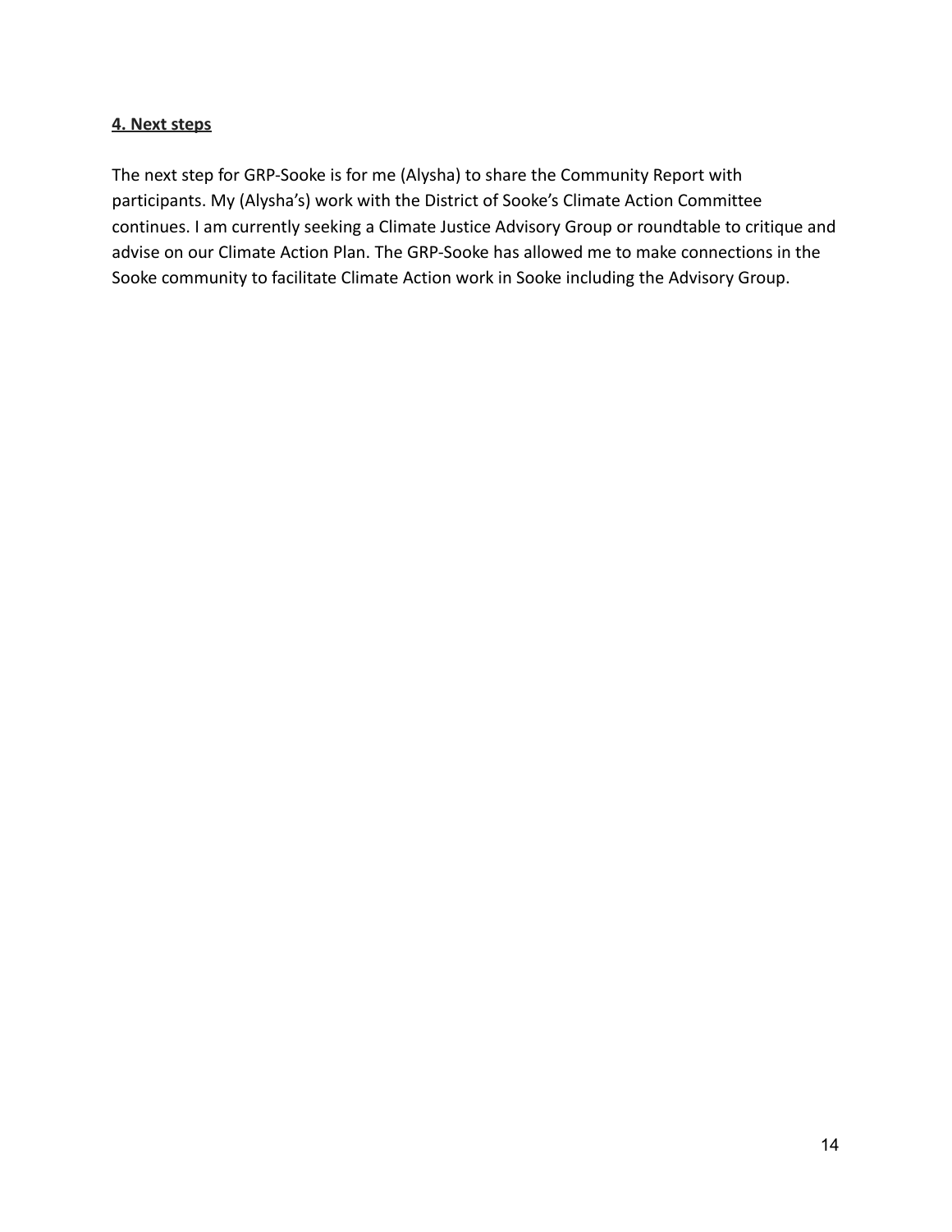## 4. Next steps

The next step for GRP-Sooke is for me (Alysha) to share the Community Report with participants. My (Alysha's) work with the District of Sooke's Climate Action Committee continues. I am currently seeking a Climate Justice Advisory Group or roundtable to critique and advise on our Climate Action Plan. The GRP-Sooke has allowed me to make connections in the Sooke community to facilitate Climate Action work in Sooke including the Advisory Group.